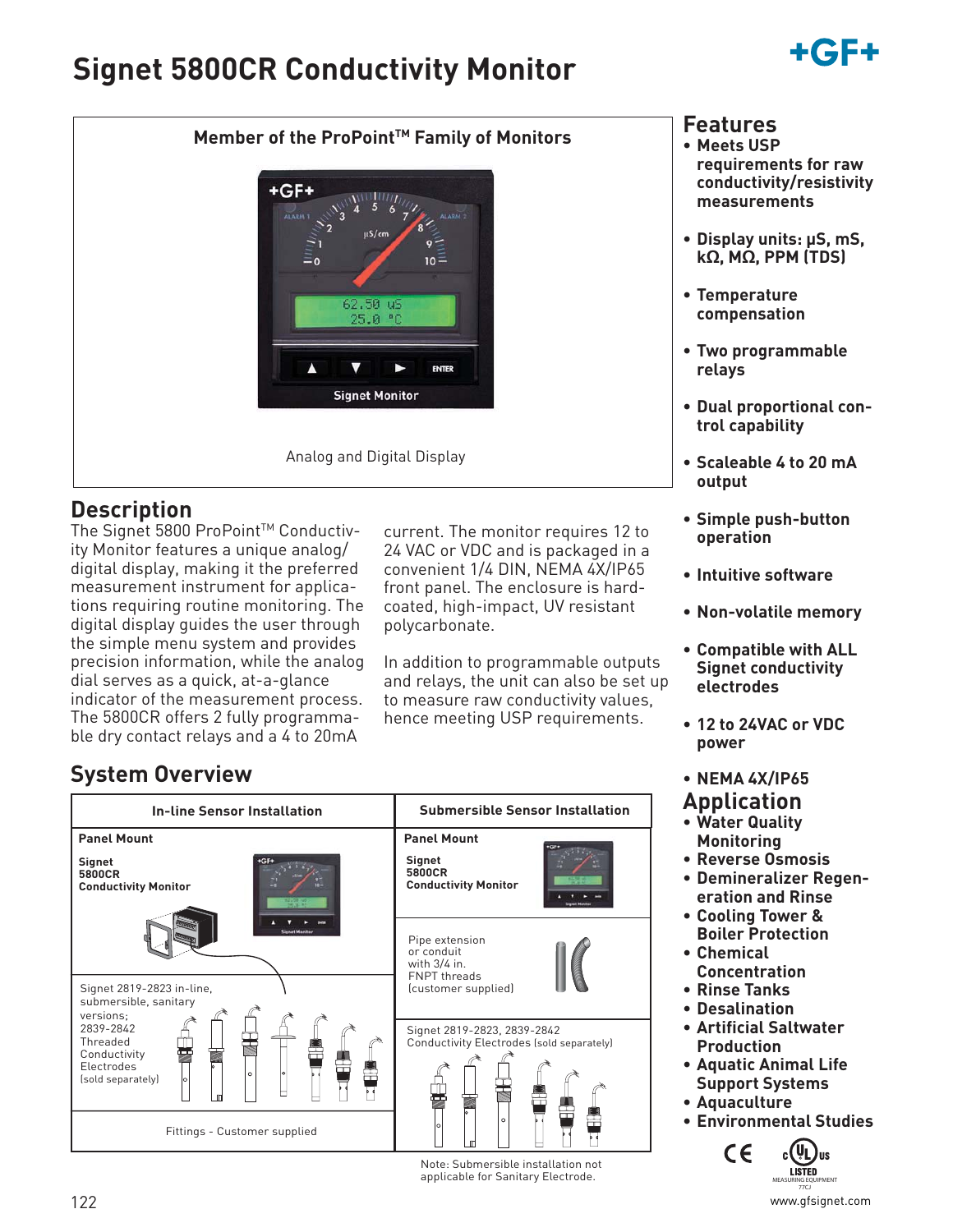# Signet 5800CR Conductivity Monitor

**Member of the ProPoint™ Family of Monitors**

Analog and Digital Display

## Description

The Signet 5800 ProPoint™ Conductivity Monitor features a unique analog/digital display, making it the preferred measurement instrument for applications requiring routine monitoring. The digital display guides the user through the simple menu system and provides precision information, while the analog dial serves as a quick, at-a-glance indicator of the measurement process. The 5800CR offers 2 fully programmable dry contact relays and a 4 to 20mA current. The monitor requires 12 to 24 VAC or VDC and is packaged in a convenient 1/4 DIN, NEMA 4X/IP65 front panel. The enclosure is hard-coated, high-impact, UV resistant polycarbonate.

In addition to programmable outputs and relays, the unit can also be set up to measure raw conductivity values, hence meeting USP requirements.

## System Overview

| In-line Sensor Installation | Submersible Sensor Installation |
|---|---|
| **Panel Mount**<br>**Signet 5800CR Conductivity Monitor** | **Panel Mount**<br>**Signet 5800CR Conductivity Monitor** |
| | Pipe extension or conduit with 3/4 in. FNPT threads (customer supplied) |
| Signet 2819-2823 in-line, submersible, sanitary versions; 2839-2842 Threaded Conductivity Electrodes (sold separately) | Signet 2819-2823, 2839-2842 Conductivity Electrodes (sold separately) |
| Fittings - Customer supplied | |

Note: Submersible installation not applicable for Sanitary Electrode.

## Features

- Meets USP requirements for raw conductivity/resistivity measurements
- Display units: µS, mS, kΩ, MΩ, PPM (TDS)
- Temperature compensation
- Two programmable relays
- Dual proportional control capability
- Scaleable 4 to 20 mA output
- Simple push-button operation
- Intuitive software
- Non-volatile memory
- Compatible with ALL Signet conductivity electrodes
- 12 to 24VAC or VDC power
- NEMA 4X/IP65

## Application

- Water Quality Monitoring
- Reverse Osmosis
- Demineralizer Regeneration and Rinse
- Cooling Tower & Boiler Protection
- Chemical Concentration
- Rinse Tanks
- Desalination
- Artificial Saltwater Production
- Aquatic Animal Life Support Systems
- Aquaculture
- Environmental Studies

www.gfsignet.com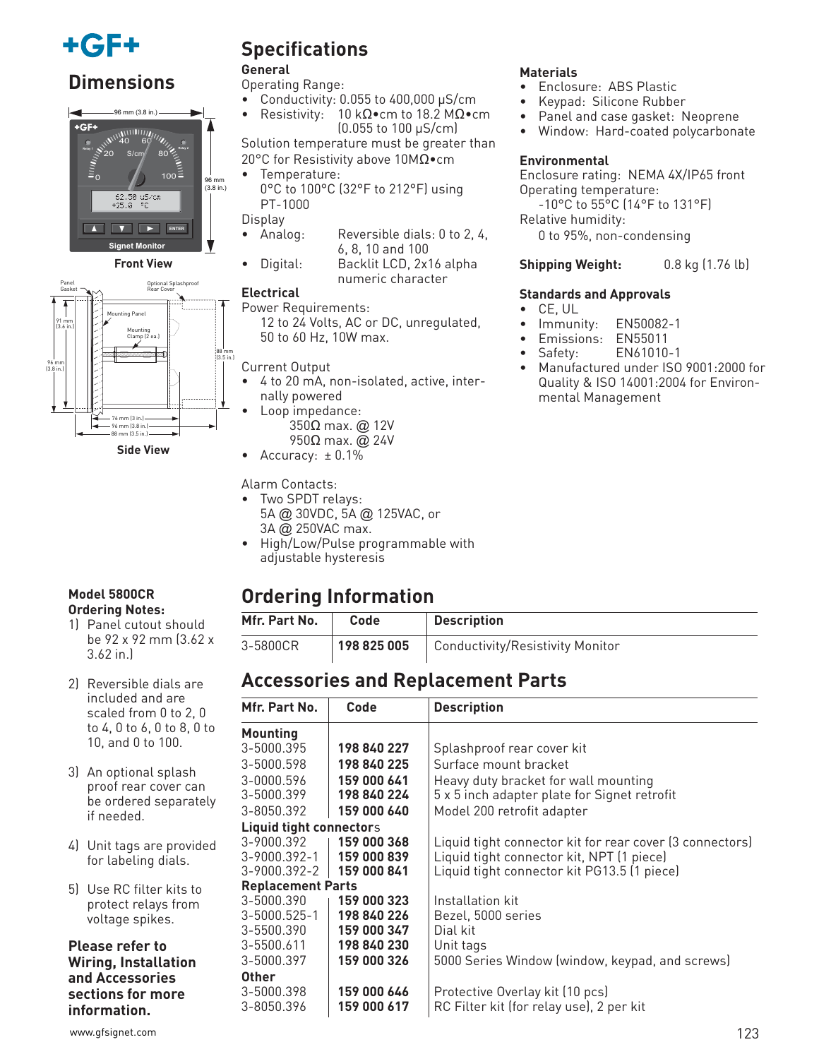# Dimensions

96 mm (3.8 in.)

96 mm (3.8 in.)

Front View

Panel Gasket

Optional Splashproof Rear Cover

Mounting Panel

Mounting Clamp (2 ea.)

91 mm (3.6 in.)

96 mm (3.8 in.)

88 mm (3.5 in.)

76 mm (3 in.)

96 mm (3.8 in.)

88 mm (3.5 in.)

Side View

**Model 5800CR Ordering Notes:**

1) Panel cutout should be 92 x 92 mm (3.62 x 3.62 in.)
2) Reversible dials are included and are scaled from 0 to 2, 0 to 4, 0 to 6, 0 to 8, 0 to 10, and 0 to 100.
3) An optional splash proof rear cover can be ordered separately if needed.
4) Unit tags are provided for labeling dials.
5) Use RC filter kits to protect relays from voltage spikes.

**Please refer to Wiring, Installation and Accessories sections for more information.**

# Specifications

### General

Operating Range:
- Conductivity: 0.055 to 400,000 μS/cm
- Resistivity: 10 kΩ•cm to 18.2 MΩ•cm (0.055 to 100 μS/cm)

Solution temperature must be greater than 20°C for Resistivity above 10MΩ•cm
- Temperature: 0°C to 100°C (32°F to 212°F) using PT-1000

Display
- Analog: Reversible dials: 0 to 2, 4, 6, 8, 10 and 100
- Digital: Backlit LCD, 2x16 alpha numeric character

### Electrical

Power Requirements:
12 to 24 Volts, AC or DC, unregulated, 50 to 60 Hz, 10W max.

Current Output
- 4 to 20 mA, non-isolated, active, internally powered
- Loop impedance:
  350Ω max. @ 12V
  950Ω max. @ 24V
- Accuracy: ± 0.1%

Alarm Contacts:
- Two SPDT relays:
  5A @ 30VDC, 5A @ 125VAC, or
  3A @ 250VAC max.
- High/Low/Pulse programmable with adjustable hysteresis

### Materials

- Enclosure: ABS Plastic
- Keypad: Silicone Rubber
- Panel and case gasket: Neoprene
- Window: Hard-coated polycarbonate

### Environmental

Enclosure rating: NEMA 4X/IP65 front
Operating temperature:
-10°C to 55°C (14°F to 131°F)
Relative humidity:
0 to 95%, non-condensing

**Shipping Weight:** 0.8 kg (1.76 lb)

### Standards and Approvals

- CE, UL
- Immunity: EN50082-1
- Emissions: EN55011
- Safety: EN61010-1
- Manufactured under ISO 9001:2000 for Quality & ISO 14001:2004 for Environmental Management

# Ordering Information

| Mfr. Part No. | Code | Description |
|---|---|---|
| 3-5800CR | **198 825 005** | Conductivity/Resistivity Monitor |

# Accessories and Replacement Parts

| Mfr. Part No. | Code | Description |
|---|---|---|
| **Mounting** | | |
| 3-5000.395 | **198 840 227** | Splashproof rear cover kit |
| 3-5000.598 | **198 840 225** | Surface mount bracket |
| 3-0000.596 | **159 000 641** | Heavy duty bracket for wall mounting |
| 3-5000.399 | **198 840 224** | 5 x 5 inch adapter plate for Signet retrofit |
| 3-8050.392 | **159 000 640** | Model 200 retrofit adapter |
| **Liquid tight connectors** | | |
| 3-9000.392 | **159 000 368** | Liquid tight connector kit for rear cover (3 connectors) |
| 3-9000.392-1 | **159 000 839** | Liquid tight connector kit, NPT (1 piece) |
| 3-9000.392-2 | **159 000 841** | Liquid tight connector kit PG13.5 (1 piece) |
| **Replacement Parts** | | |
| 3-5000.390 | **159 000 323** | Installation kit |
| 3-5000.525-1 | **198 840 226** | Bezel, 5000 series |
| 3-5500.390 | **159 000 347** | Dial kit |
| 3-5500.611 | **198 840 230** | Unit tags |
| 3-5000.397 | **159 000 326** | 5000 Series Window (window, keypad, and screws) |
| **Other** | | |
| 3-5000.398 | **159 000 646** | Protective Overlay kit (10 pcs) |
| 3-8050.396 | **159 000 617** | RC Filter kit (for relay use), 2 per kit |

www.gfsignet.com